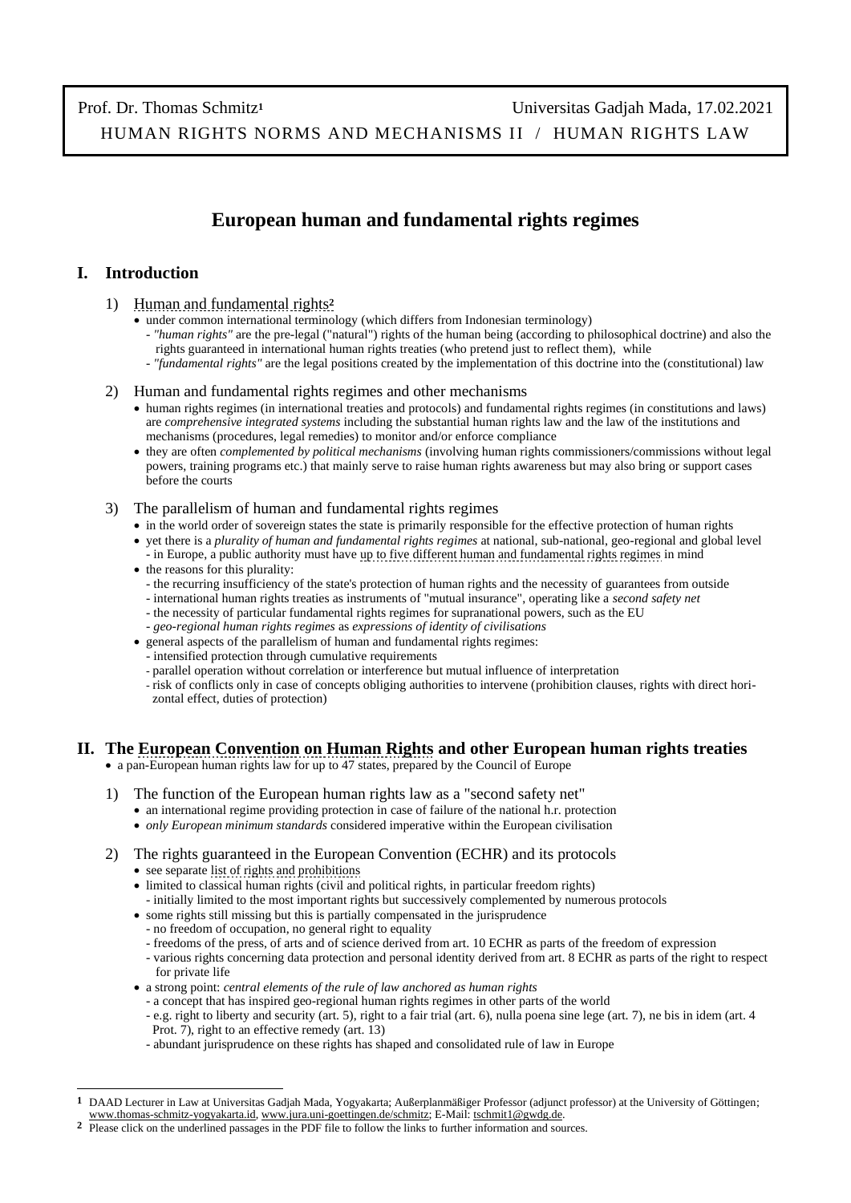Prof. Dr. Thomas Schmitz[1] Universitas Gadjah Mada, 17.02.2021

HUMAN RIGHTS NORMS AND MECHANISMS II / HUMAN RIGHTS LAW

# European human and fundamental rights regimes

## I. Introduction

### 1) Human and fundamental rights[2]

- under common international terminology (which differs from Indonesian terminology)
  - *"human rights"* are the pre-legal ("natural") rights of the human being (according to philosophical doctrine) and also the rights guaranteed in international human rights treaties (who pretend just to reflect them), while
  - *"fundamental rights"* are the legal positions created by the implementation of this doctrine into the (constitutional) law

### 2) Human and fundamental rights regimes and other mechanisms

- human rights regimes (in international treaties and protocols) and fundamental rights regimes (in constitutions and laws) are *comprehensive integrated systems* including the substantial human rights law and the law of the institutions and mechanisms (procedures, legal remedies) to monitor and/or enforce compliance
- they are often *complemented by political mechanisms* (involving human rights commissioners/commissions without legal powers, training programs etc.) that mainly serve to raise human rights awareness but may also bring or support cases before the courts

### 3) The parallelism of human and fundamental rights regimes

- in the world order of sovereign states the state is primarily responsible for the effective protection of human rights
- yet there is a *plurality of human and fundamental rights regimes* at national, sub-national, geo-regional and global level
  - in Europe, a public authority must have up to five different human and fundamental rights regimes in mind
- the reasons for this plurality:
  - the recurring insufficiency of the state's protection of human rights and the necessity of guarantees from outside
  - international human rights treaties as instruments of "mutual insurance", operating like a *second safety net*
  - the necessity of particular fundamental rights regimes for supranational powers, such as the EU
  - *geo-regional human rights regimes* as *expressions of identity of civilisations*
- general aspects of the parallelism of human and fundamental rights regimes:
  - intensified protection through cumulative requirements
  - parallel operation without correlation or interference but mutual influence of interpretation
  - risk of conflicts only in case of concepts obliging authorities to intervene (prohibition clauses, rights with direct horizontal effect, duties of protection)

## II. The European Convention on Human Rights and other European human rights treaties

- a pan-European human rights law for up to 47 states, prepared by the Council of Europe

### 1) The function of the European human rights law as a "second safety net"

- an international regime providing protection in case of failure of the national h.r. protection
- *only European minimum standards* considered imperative within the European civilisation

### 2) The rights guaranteed in the European Convention (ECHR) and its protocols

- see separate list of rights and prohibitions
- limited to classical human rights (civil and political rights, in particular freedom rights)
  - initially limited to the most important rights but successively complemented by numerous protocols
- some rights still missing but this is partially compensated in the jurisprudence
  - no freedom of occupation, no general right to equality
  - freedoms of the press, of arts and of science derived from art. 10 ECHR as parts of the freedom of expression
  - various rights concerning data protection and personal identity derived from art. 8 ECHR as parts of the right to respect for private life
- a strong point: *central elements of the rule of law anchored as human rights*
  - a concept that has inspired geo-regional human rights regimes in other parts of the world
  - e.g. right to liberty and security (art. 5), right to a fair trial (art. 6), nulla poena sine lege (art. 7), ne bis in idem (art. 4 Prot. 7), right to an effective remedy (art. 13)
  - abundant jurisprudence on these rights has shaped and consolidated rule of law in Europe

---

[1] DAAD Lecturer in Law at Universitas Gadjah Mada, Yogyakarta; Außerplanmäßiger Professor (adjunct professor) at the University of Göttingen; www.thomas-schmitz-yogyakarta.id, www.jura.uni-goettingen.de/schmitz; E-Mail: tschmit1@gwdg.de.

[2] Please click on the underlined passages in the PDF file to follow the links to further information and sources.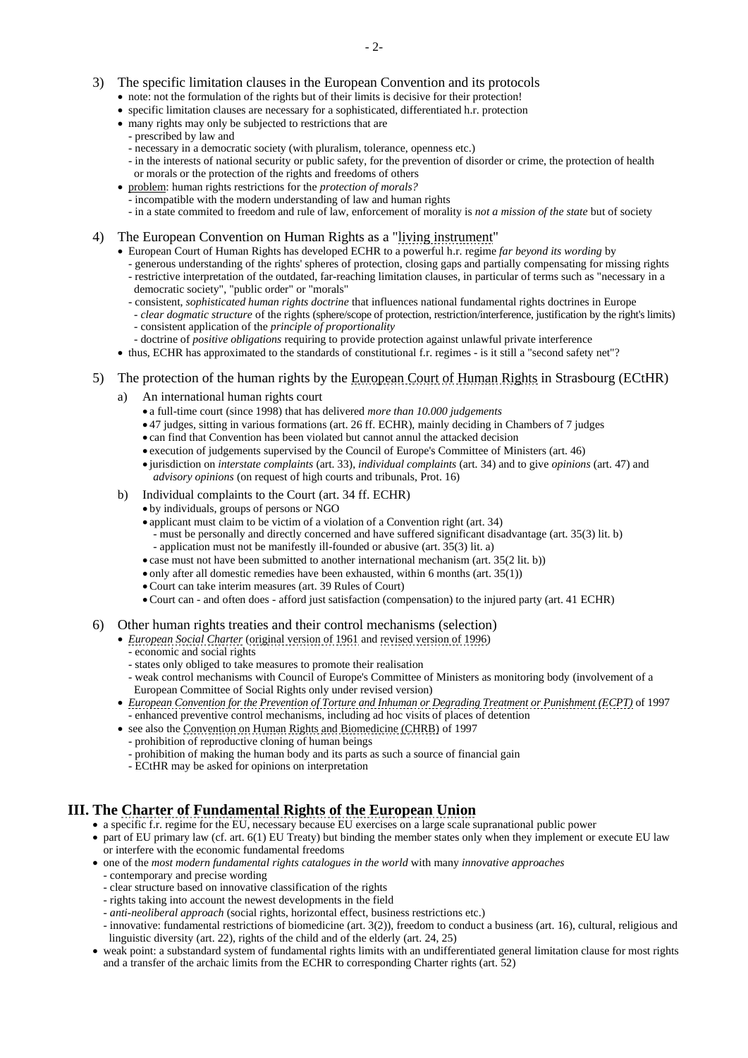3) The specific limitation clauses in the European Convention and its protocols

- note: not the formulation of the rights but of their limits is decisive for their protection!
- specific limitation clauses are necessary for a sophisticated, differentiated h.r. protection
- many rights may only be subjected to restrictions that are
  - prescribed by law and
  - necessary in a democratic society (with pluralism, tolerance, openness etc.)
  - in the interests of national security or public safety, for the prevention of disorder or crime, the protection of health or morals or the protection of the rights and freedoms of others
- problem: human rights restrictions for the *protection of morals?*
  - incompatible with the modern understanding of law and human rights
  - in a state commited to freedom and rule of law, enforcement of morality is *not a mission of the state* but of society

4) The European Convention on Human Rights as a "living instrument"

- European Court of Human Rights has developed ECHR to a powerful h.r. regime *far beyond its wording* by
  - generous understanding of the rights' spheres of protection, closing gaps and partially compensating for missing rights
  - restrictive interpretation of the outdated, far-reaching limitation clauses, in particular of terms such as "necessary in a democratic society", "public order" or "morals"
  - consistent, *sophisticated human rights doctrine* that influences national fundamental rights doctrines in Europe
    - *clear dogmatic structure* of the rights (sphere/scope of protection, restriction/interference, justification by the right's limits)
    - consistent application of the *principle of proportionality*
    - doctrine of *positive obligations* requiring to provide protection against unlawful private interference
- thus, ECHR has approximated to the standards of constitutional f.r. regimes - is it still a "second safety net"?

5) The protection of the human rights by the European Court of Human Rights in Strasbourg (ECtHR)

a) An international human rights court

- a full-time court (since 1998) that has delivered *more than 10.000 judgements*
- 47 judges, sitting in various formations (art. 26 ff. ECHR), mainly deciding in Chambers of 7 judges
- can find that Convention has been violated but cannot annul the attacked decision
- execution of judgements supervised by the Council of Europe's Committee of Ministers (art. 46)
- jurisdiction on *interstate complaints* (art. 33), *individual complaints* (art. 34) and to give *opinions* (art. 47) and *advisory opinions* (on request of high courts and tribunals, Prot. 16)

b) Individual complaints to the Court (art. 34 ff. ECHR)

- by individuals, groups of persons or NGO
- applicant must claim to be victim of a violation of a Convention right (art. 34)
  - must be personally and directly concerned and have suffered significant disadvantage (art. 35(3) lit. b)
  - application must not be manifestly ill-founded or abusive (art. 35(3) lit. a)
- case must not have been submitted to another international mechanism (art. 35(2 lit. b))
- only after all domestic remedies have been exhausted, within 6 months (art. 35(1))
- Court can take interim measures (art. 39 Rules of Court)
- Court can - and often does - afford just satisfaction (compensation) to the injured party (art. 41 ECHR)

6) Other human rights treaties and their control mechanisms (selection)

- *European Social Charter* (original version of 1961 and revised version of 1996)
  - economic and social rights
  - states only obliged to take measures to promote their realisation
  - weak control mechanisms with Council of Europe's Committee of Ministers as monitoring body (involvement of a European Committee of Social Rights only under revised version)
- *European Convention for the Prevention of Torture and Inhuman or Degrading Treatment or Punishment (ECPT)* of 1997
  - enhanced preventive control mechanisms, including ad hoc visits of places of detention
- see also the Convention on Human Rights and Biomedicine (CHRB) of 1997
  - prohibition of reproductive cloning of human beings
  - prohibition of making the human body and its parts as such a source of financial gain
  - ECtHR may be asked for opinions on interpretation

## III. The Charter of Fundamental Rights of the European Union

- a specific f.r. regime for the EU, necessary because EU exercises on a large scale supranational public power
- part of EU primary law (cf. art. 6(1) EU Treaty) but binding the member states only when they implement or execute EU law or interfere with the economic fundamental freedoms
- one of the *most modern fundamental rights catalogues in the world* with many *innovative approaches*
  - contemporary and precise wording
  - clear structure based on innovative classification of the rights
  - rights taking into account the newest developments in the field
  - *anti-neoliberal approach* (social rights, horizontal effect, business restrictions etc.)
  - innovative: fundamental restrictions of biomedicine (art. 3(2)), freedom to conduct a business (art. 16), cultural, religious and linguistic diversity (art. 22), rights of the child and of the elderly (art. 24, 25)
- weak point: a substandard system of fundamental rights limits with an undifferentiated general limitation clause for most rights and a transfer of the archaic limits from the ECHR to corresponding Charter rights (art. 52)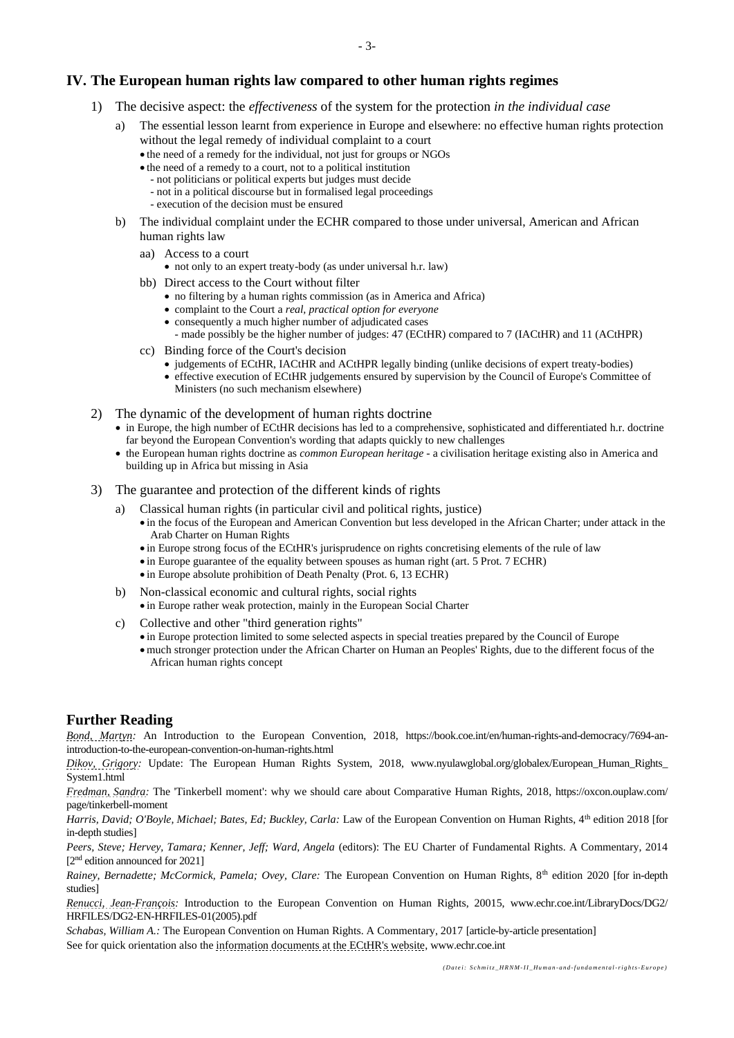## IV. The European human rights law compared to other human rights regimes

1) The decisive aspect: the *effectiveness* of the system for the protection *in the individual case*

   a) The essential lesson learnt from experience in Europe and elsewhere: no effective human rights protection without the legal remedy of individual complaint to a court
      - the need of a remedy for the individual, not just for groups or NGOs
      - the need of a remedy to a court, not to a political institution
        - not politicians or political experts but judges must decide
        - not in a political discourse but in formalised legal proceedings
        - execution of the decision must be ensured

   b) The individual complaint under the ECHR compared to those under universal, American and African human rights law

      aa) Access to a court
         - not only to an expert treaty-body (as under universal h.r. law)

      bb) Direct access to the Court without filter
         - no filtering by a human rights commission (as in America and Africa)
         - complaint to the Court a *real, practical option for everyone*
         - consequently a much higher number of adjudicated cases
           - made possibly be the higher number of judges: 47 (ECtHR) compared to 7 (IACtHR) and 11 (ACtHPR)

      cc) Binding force of the Court's decision
         - judgements of ECtHR, IACtHR and ACtHPR legally binding (unlike decisions of expert treaty-bodies)
         - effective execution of ECtHR judgements ensured by supervision by the Council of Europe's Committee of Ministers (no such mechanism elsewhere)

2) The dynamic of the development of human rights doctrine
   - in Europe, the high number of ECtHR decisions has led to a comprehensive, sophisticated and differentiated h.r. doctrine far beyond the European Convention's wording that adapts quickly to new challenges
   - the European human rights doctrine as *common European heritage* - a civilisation heritage existing also in America and building up in Africa but missing in Asia

3) The guarantee and protection of the different kinds of rights

   a) Classical human rights (in particular civil and political rights, justice)
      - in the focus of the European and American Convention but less developed in the African Charter; under attack in the Arab Charter on Human Rights
      - in Europe strong focus of the ECtHR's jurisprudence on rights concretising elements of the rule of law
      - in Europe guarantee of the equality between spouses as human right (art. 5 Prot. 7 ECHR)
      - in Europe absolute prohibition of Death Penalty (Prot. 6, 13 ECHR)

   b) Non-classical economic and cultural rights, social rights
      - in Europe rather weak protection, mainly in the European Social Charter

   c) Collective and other "third generation rights"
      - in Europe protection limited to some selected aspects in special treaties prepared by the Council of Europe
      - much stronger protection under the African Charter on Human an Peoples' Rights, due to the different focus of the African human rights concept

## Further Reading

*Bond, Martyn:* An Introduction to the European Convention, 2018, https://book.coe.int/en/human-rights-and-democracy/7694-an-introduction-to-the-european-convention-on-human-rights.html

*Dikov, Grigory:* Update: The European Human Rights System, 2018, www.nyulawglobal.org/globalex/European_Human_Rights_System1.html

*Fredman, Sandra:* The 'Tinkerbell moment': why we should care about Comparative Human Rights, 2018, https://oxcon.ouplaw.com/page/tinkerbell-moment

*Harris, David; O'Boyle, Michael; Bates, Ed; Buckley, Carla:* Law of the European Convention on Human Rights, 4th edition 2018 [for in-depth studies]

*Peers, Steve; Hervey, Tamara; Kenner, Jeff; Ward, Angela* (editors): The EU Charter of Fundamental Rights. A Commentary, 2014 [2nd edition announced for 2021]

*Rainey, Bernadette; McCormick, Pamela; Ovey, Clare:* The European Convention on Human Rights, 8th edition 2020 [for in-depth studies]

*Renucci, Jean-François:* Introduction to the European Convention on Human Rights, 20015, www.echr.coe.int/LibraryDocs/DG2/HRFILES/DG2-EN-HRFILES-01(2005).pdf

*Schabas, William A.:* The European Convention on Human Rights. A Commentary, 2017 [article-by-article presentation]

See for quick orientation also the information documents at the ECtHR's website, www.echr.coe.int

*(Datei: Schmitz_HRNM-II_Human-and-fundamental-rights-Europe)*